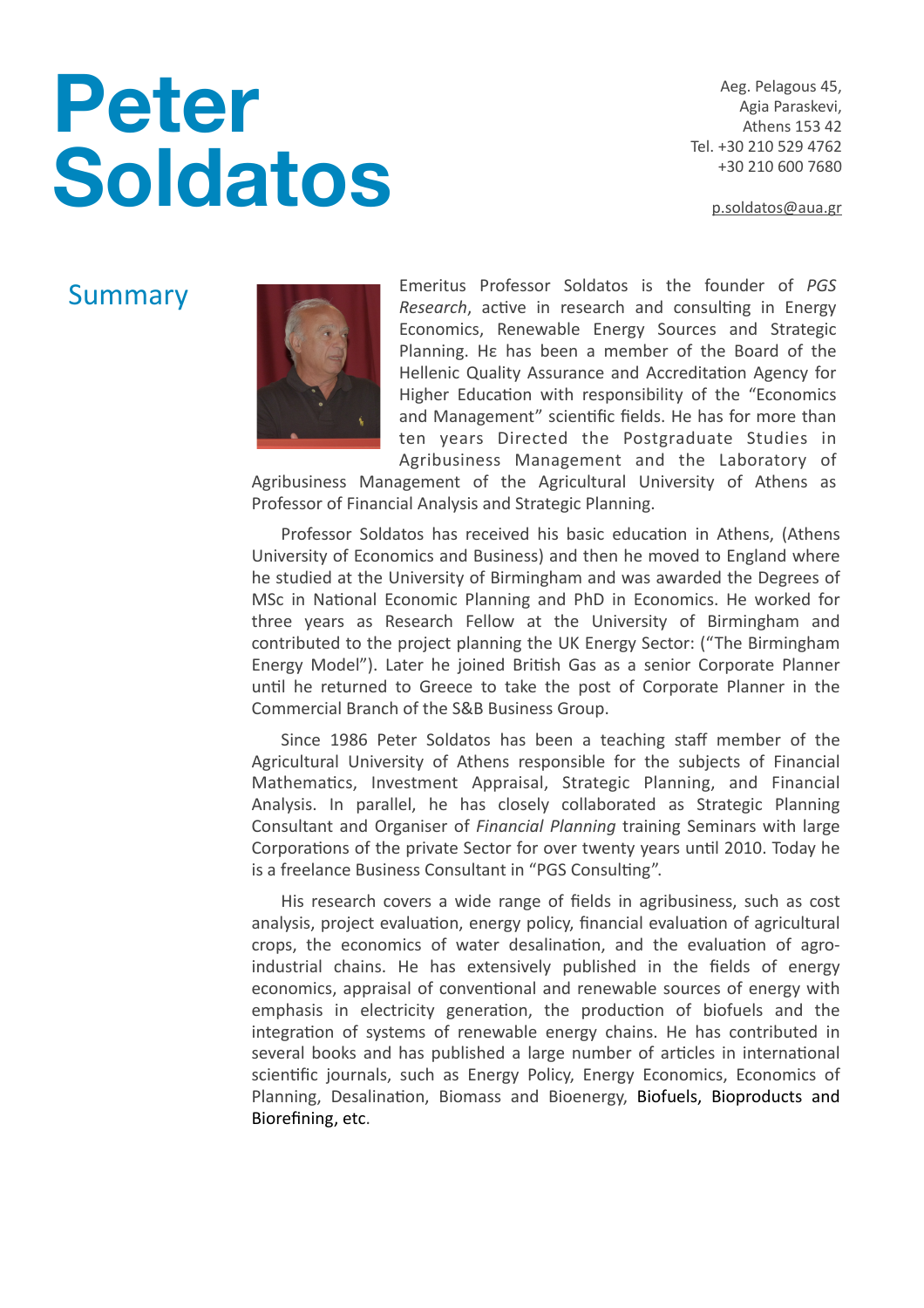# Peter Soldatos

Aeg. Pelagous 45,
Agia Paraskevi,
Athens 153 42
Tel. +30 210 529 4762
+30 210 600 7680

p.soldatos@aua.gr

## Summary

Emeritus Professor Soldatos is the founder of *PGS Research*, active in research and consulting in Energy Economics, Renewable Energy Sources and Strategic Planning. Hε has been a member of the Board of the Hellenic Quality Assurance and Accreditation Agency for Higher Education with responsibility of the "Economics and Management" scientific fields. He has for more than ten years Directed the Postgraduate Studies in Agribusiness Management and the Laboratory of Agribusiness Management of the Agricultural University of Athens as Professor of Financial Analysis and Strategic Planning.

Professor Soldatos has received his basic education in Athens, (Athens University of Economics and Business) and then he moved to England where he studied at the University of Birmingham and was awarded the Degrees of MSc in National Economic Planning and PhD in Economics. He worked for three years as Research Fellow at the University of Birmingham and contributed to the project planning the UK Energy Sector: ("The Birmingham Energy Model"). Later he joined British Gas as a senior Corporate Planner until he returned to Greece to take the post of Corporate Planner in the Commercial Branch of the S&B Business Group.

Since 1986 Peter Soldatos has been a teaching staff member of the Agricultural University of Athens responsible for the subjects of Financial Mathematics, Investment Appraisal, Strategic Planning, and Financial Analysis. In parallel, he has closely collaborated as Strategic Planning Consultant and Organiser of *Financial Planning* training Seminars with large Corporations of the private Sector for over twenty years until 2010. Today he is a freelance Business Consultant in "PGS Consulting".

His research covers a wide range of fields in agribusiness, such as cost analysis, project evaluation, energy policy, financial evaluation of agricultural crops, the economics of water desalination, and the evaluation of agro-industrial chains. He has extensively published in the fields of energy economics, appraisal of conventional and renewable sources of energy with emphasis in electricity generation, the production of biofuels and the integration of systems of renewable energy chains. He has contributed in several books and has published a large number of articles in international scientific journals, such as Energy Policy, Energy Economics, Economics of Planning, Desalination, Biomass and Bioenergy, Biofuels, Bioproducts and Biorefining, etc.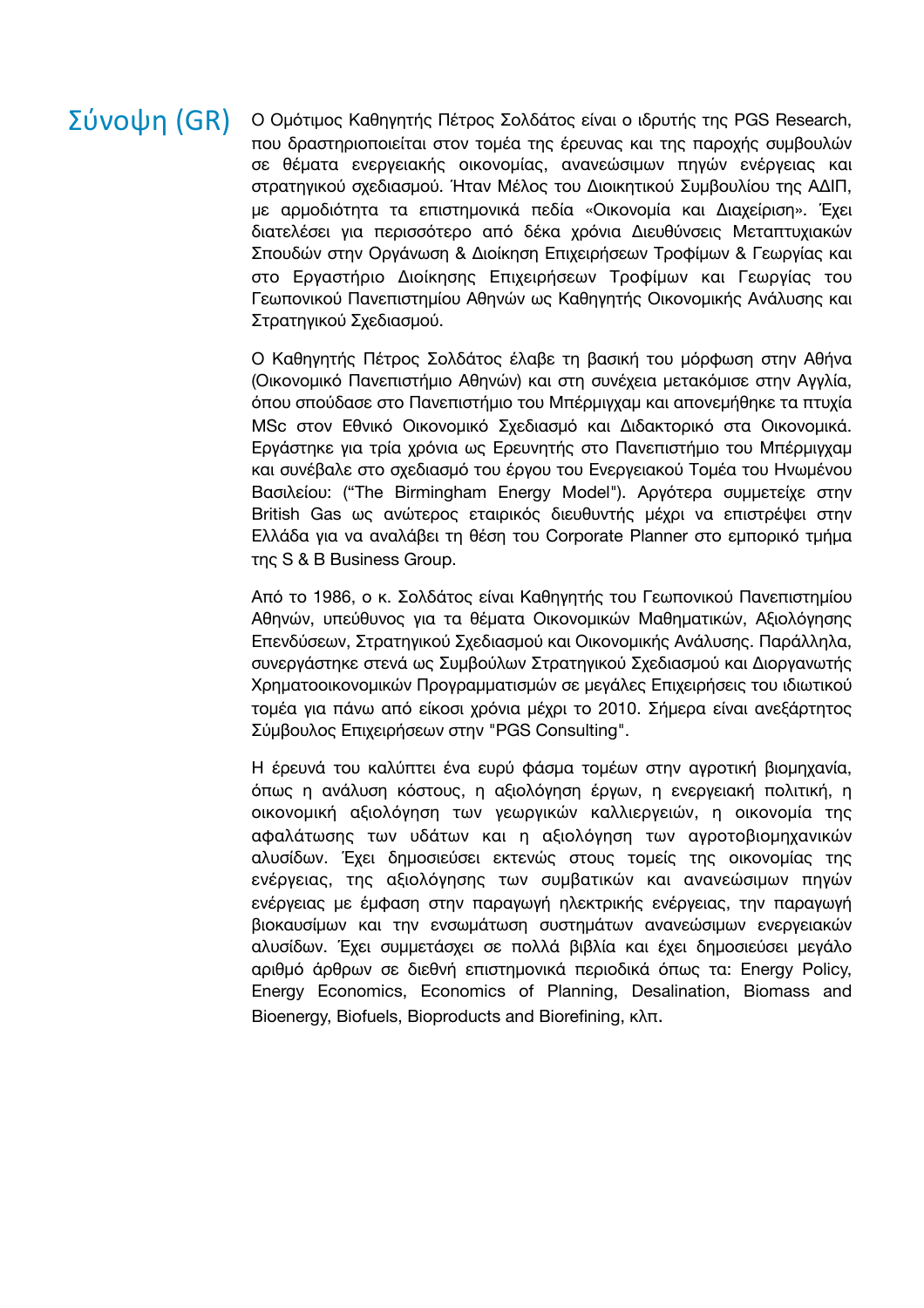## Σύνοψη (GR)

Ο Ομότιμος Καθηγητής Πέτρος Σολδάτος είναι ο ιδρυτής της PGS Research, που δραστηριοποιείται στον τομέα της έρευνας και της παροχής συμβουλών σε θέματα ενεργειακής οικονομίας, ανανεώσιμων πηγών ενέργειας και στρατηγικού σχεδιασμού. Ήταν Μέλος του Διοικητικού Συμβουλίου της ΑΔΙΠ, με αρμοδιότητα τα επιστημονικά πεδία «Οικονομία και Διαχείριση». Έχει διατελέσει για περισσότερο από δέκα χρόνια Διευθύνσεις Μεταπτυχιακών Σπουδών στην Οργάνωση & Διοίκηση Επιχειρήσεων Τροφίμων & Γεωργίας και στο Εργαστήριο Διοίκησης Επιχειρήσεων Τροφίμων και Γεωργίας του Γεωπονικού Πανεπιστημίου Αθηνών ως Καθηγητής Οικονομικής Ανάλυσης και Στρατηγικού Σχεδιασμού.

Ο Καθηγητής Πέτρος Σολδάτος έλαβε τη βασική του μόρφωση στην Αθήνα (Οικονομικό Πανεπιστήμιο Αθηνών) και στη συνέχεια μετακόμισε στην Αγγλία, όπου σπούδασε στο Πανεπιστήμιο του Μπέρμιγχαμ και απονεμήθηκε τα πτυχία MSc στον Εθνικό Οικονομικό Σχεδιασμό και Διδακτορικό στα Οικονομικά. Εργάστηκε για τρία χρόνια ως Ερευνητής στο Πανεπιστήμιο του Μπέρμιγχαμ και συνέβαλε στο σχεδιασμό του έργου του Ενεργειακού Τομέα του Ηνωμένου Βασιλείου: ("The Birmingham Energy Model"). Αργότερα συμμετείχε στην British Gas ως ανώτερος εταιρικός διευθυντής μέχρι να επιστρέψει στην Ελλάδα για να αναλάβει τη θέση του Corporate Planner στο εμπορικό τμήμα της S & B Business Group.

Από το 1986, ο κ. Σολδάτος είναι Καθηγητής του Γεωπονικού Πανεπιστημίου Αθηνών, υπεύθυνος για τα θέματα Οικονομικών Μαθηματικών, Αξιολόγησης Επενδύσεων, Στρατηγικού Σχεδιασμού και Οικονομικής Ανάλυσης. Παράλληλα, συνεργάστηκε στενά ως Συμβούλων Στρατηγικού Σχεδιασμού και Διοργανωτής Χρηματοοικονομικών Προγραμματισμών σε μεγάλες Επιχειρήσεις του ιδιωτικού τομέα για πάνω από είκοσι χρόνια μέχρι το 2010. Σήμερα είναι ανεξάρτητος Σύμβουλος Επιχειρήσεων στην "PGS Consulting".

Η έρευνά του καλύπτει ένα ευρύ φάσμα τομέων στην αγροτική βιομηχανία, όπως η ανάλυση κόστους, η αξιολόγηση έργων, η ενεργειακή πολιτική, η οικονομική αξιολόγηση των γεωργικών καλλιεργειών, η οικονομία της αφαλάτωσης των υδάτων και η αξιολόγηση των αγροτοβιομηχανικών αλυσίδων. Έχει δημοσιεύσει εκτενώς στους τομείς της οικονομίας της ενέργειας, της αξιολόγησης των συμβατικών και ανανεώσιμων πηγών ενέργειας με έμφαση στην παραγωγή ηλεκτρικής ενέργειας, την παραγωγή βιοκαυσίμων και την ενσωμάτωση συστημάτων ανανεώσιμων ενεργειακών αλυσίδων. Έχει συμμετάσχει σε πολλά βιβλία και έχει δημοσιεύσει μεγάλο αριθμό άρθρων σε διεθνή επιστημονικά περιοδικά όπως τα: Energy Policy, Energy Economics, Economics of Planning, Desalination, Biomass and Bioenergy, Biofuels, Bioproducts and Biorefining, κλπ.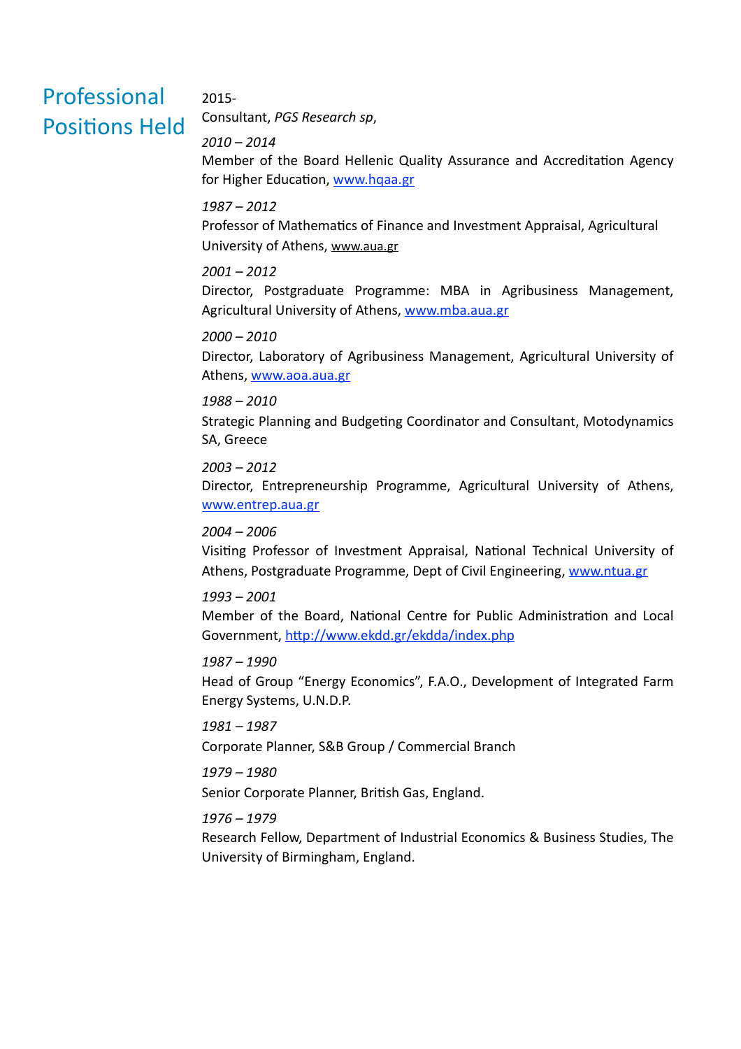## Professional Positions Held

2015-
Consultant, *PGS Research sp*,

*2010 – 2014*
Member of the Board Hellenic Quality Assurance and Accreditation Agency for Higher Education, www.hqaa.gr

*1987 – 2012*
Professor of Mathematics of Finance and Investment Appraisal, Agricultural University of Athens, www.aua.gr

*2001 – 2012*
Director, Postgraduate Programme: MBA in Agribusiness Management, Agricultural University of Athens, www.mba.aua.gr

*2000 – 2010*
Director, Laboratory of Agribusiness Management, Agricultural University of Athens, www.aoa.aua.gr

*1988 – 2010*
Strategic Planning and Budgeting Coordinator and Consultant, Motodynamics SA, Greece

*2003 – 2012*
Director, Entrepreneurship Programme, Agricultural University of Athens, www.entrep.aua.gr

*2004 – 2006*
Visiting Professor of Investment Appraisal, National Technical University of Athens, Postgraduate Programme, Dept of Civil Engineering, www.ntua.gr

*1993 – 2001*
Member of the Board, National Centre for Public Administration and Local Government, http://www.ekdd.gr/ekdda/index.php

*1987 – 1990*
Head of Group "Energy Economics", F.A.O., Development of Integrated Farm Energy Systems, U.N.D.P.

*1981 – 1987*
Corporate Planner, S&B Group / Commercial Branch

*1979 – 1980*
Senior Corporate Planner, British Gas, England.

*1976 – 1979*
Research Fellow, Department of Industrial Economics & Business Studies, The University of Birmingham, England.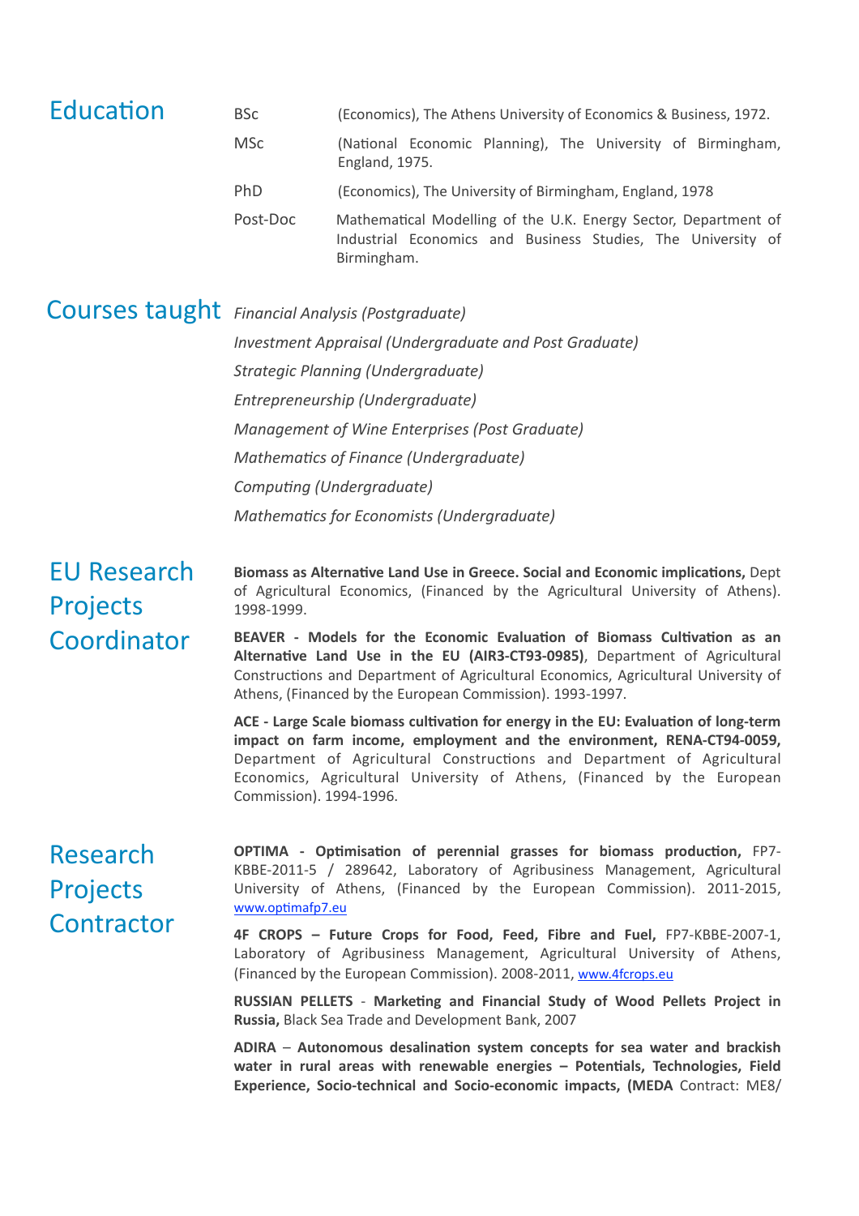## Education

| | |
|---|---|
| BSc | (Economics), The Athens University of Economics & Business, 1972. |
| MSc | (National Economic Planning), The University of Birmingham, England, 1975. |
| PhD | (Economics), The University of Birmingham, England, 1978 |
| Post-Doc | Mathematical Modelling of the U.K. Energy Sector, Department of Industrial Economics and Business Studies, The University of Birmingham. |

## Courses taught

*Financial Analysis (Postgraduate)*

*Investment Appraisal (Undergraduate and Post Graduate)*

*Strategic Planning (Undergraduate)*

*Entrepreneurship (Undergraduate)*

*Management of Wine Enterprises (Post Graduate)*

*Mathematics of Finance (Undergraduate)*

*Computing (Undergraduate)*

*Mathematics for Economists (Undergraduate)*

## EU Research Projects Coordinator

**Biomass as Alternative Land Use in Greece. Social and Economic implications,** Dept of Agricultural Economics, (Financed by the Agricultural University of Athens). 1998-1999.

**BEAVER - Models for the Economic Evaluation of Biomass Cultivation as an Alternative Land Use in the EU (AIR3-CT93-0985)**, Department of Agricultural Constructions and Department of Agricultural Economics, Agricultural University of Athens, (Financed by the European Commission). 1993-1997.

**ACE - Large Scale biomass cultivation for energy in the EU: Evaluation of long-term impact on farm income, employment and the environment, RENA-CT94-0059,** Department of Agricultural Constructions and Department of Agricultural Economics, Agricultural University of Athens, (Financed by the European Commission). 1994-1996.

## Research Projects Contractor

**OPTIMA - Optimisation of perennial grasses for biomass production,** FP7-KBBE-2011-5 / 289642, Laboratory of Agribusiness Management, Agricultural University of Athens, (Financed by the European Commission). 2011-2015, www.optimafp7.eu

**4F CROPS – Future Crops for Food, Feed, Fibre and Fuel,** FP7-KBBE-2007-1, Laboratory of Agribusiness Management, Agricultural University of Athens, (Financed by the European Commission). 2008-2011, www.4fcrops.eu

**RUSSIAN PELLETS** - **Marketing and Financial Study of Wood Pellets Project in Russia,** Black Sea Trade and Development Bank, 2007

**ADIRA** – **Autonomous desalination system concepts for sea water and brackish water in rural areas with renewable energies – Potentials, Technologies, Field Experience, Socio-technical and Socio-economic impacts, (MEDA** Contract: ME8/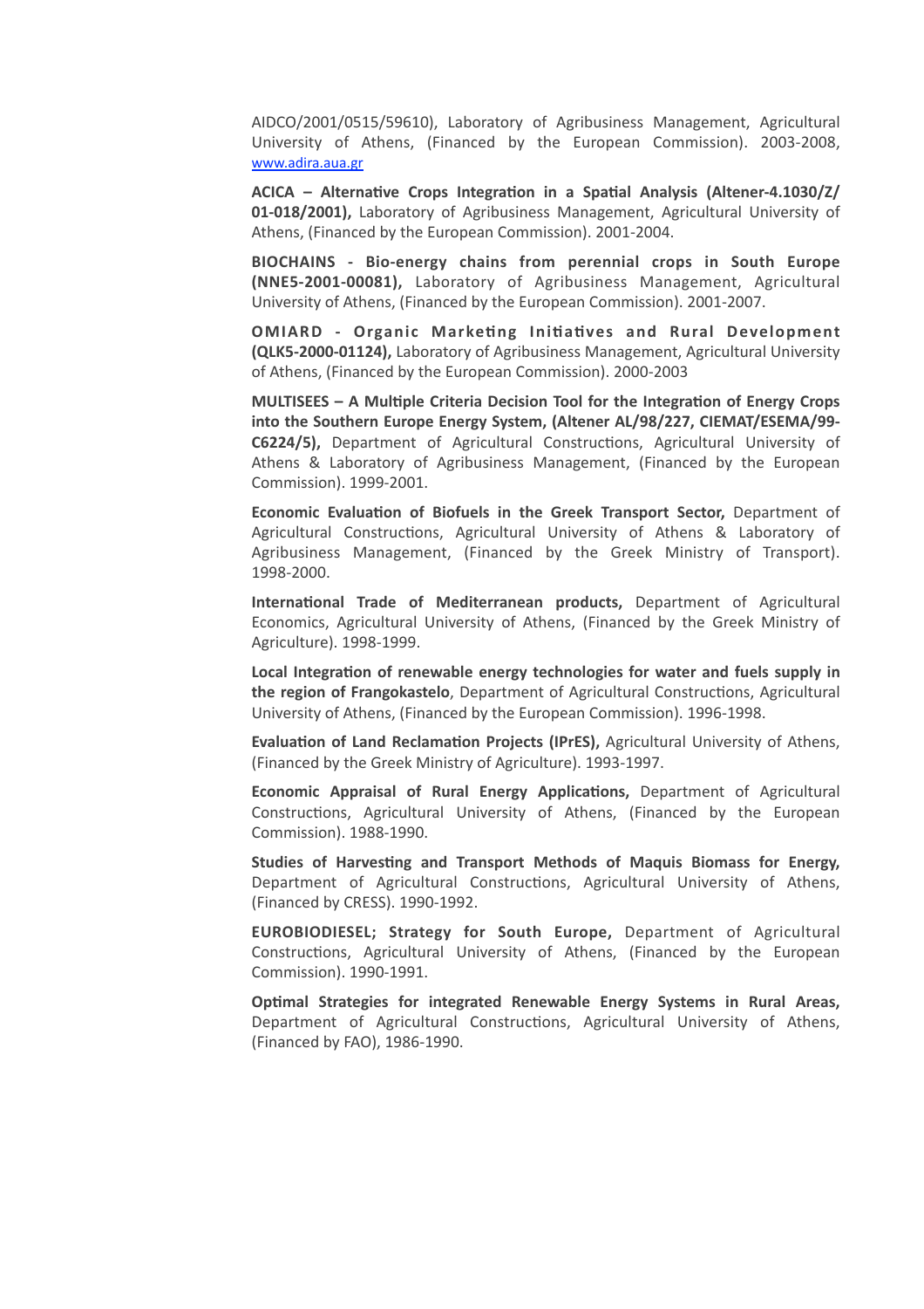AIDCO/2001/0515/59610), Laboratory of Agribusiness Management, Agricultural University of Athens, (Financed by the European Commission). 2003-2008, www.adira.aua.gr

**ACICA – Alternative Crops Integration in a Spatial Analysis (Altener-4.1030/Z/01-018/2001),** Laboratory of Agribusiness Management, Agricultural University of Athens, (Financed by the European Commission). 2001-2004.

**BIOCHAINS - Bio-energy chains from perennial crops in South Europe (NNE5-2001-00081),** Laboratory of Agribusiness Management, Agricultural University of Athens, (Financed by the European Commission). 2001-2007.

**OMIARD - Organic Marketing Initiatives and Rural Development (QLK5-2000-01124),** Laboratory of Agribusiness Management, Agricultural University of Athens, (Financed by the European Commission). 2000-2003

**MULTISEES – A Multiple Criteria Decision Tool for the Integration of Energy Crops into the Southern Europe Energy System, (Altener AL/98/227, CIEMAT/ESEMA/99-C6224/5),** Department of Agricultural Constructions, Agricultural University of Athens & Laboratory of Agribusiness Management, (Financed by the European Commission). 1999-2001.

**Economic Evaluation of Biofuels in the Greek Transport Sector,** Department of Agricultural Constructions, Agricultural University of Athens & Laboratory of Agribusiness Management, (Financed by the Greek Ministry of Transport). 1998-2000.

**International Trade of Mediterranean products,** Department of Agricultural Economics, Agricultural University of Athens, (Financed by the Greek Ministry of Agriculture). 1998-1999.

**Local Integration of renewable energy technologies for water and fuels supply in the region of Frangokastelo**, Department of Agricultural Constructions, Agricultural University of Athens, (Financed by the European Commission). 1996-1998.

**Evaluation of Land Reclamation Projects (IPrES),** Agricultural University of Athens, (Financed by the Greek Ministry of Agriculture). 1993-1997.

**Economic Appraisal of Rural Energy Applications,** Department of Agricultural Constructions, Agricultural University of Athens, (Financed by the European Commission). 1988-1990.

**Studies of Harvesting and Transport Methods of Maquis Biomass for Energy,** Department of Agricultural Constructions, Agricultural University of Athens, (Financed by CRESS). 1990-1992.

**EUROBIODIESEL; Strategy for South Europe,** Department of Agricultural Constructions, Agricultural University of Athens, (Financed by the European Commission). 1990-1991.

**Optimal Strategies for integrated Renewable Energy Systems in Rural Areas,** Department of Agricultural Constructions, Agricultural University of Athens, (Financed by FAO), 1986-1990.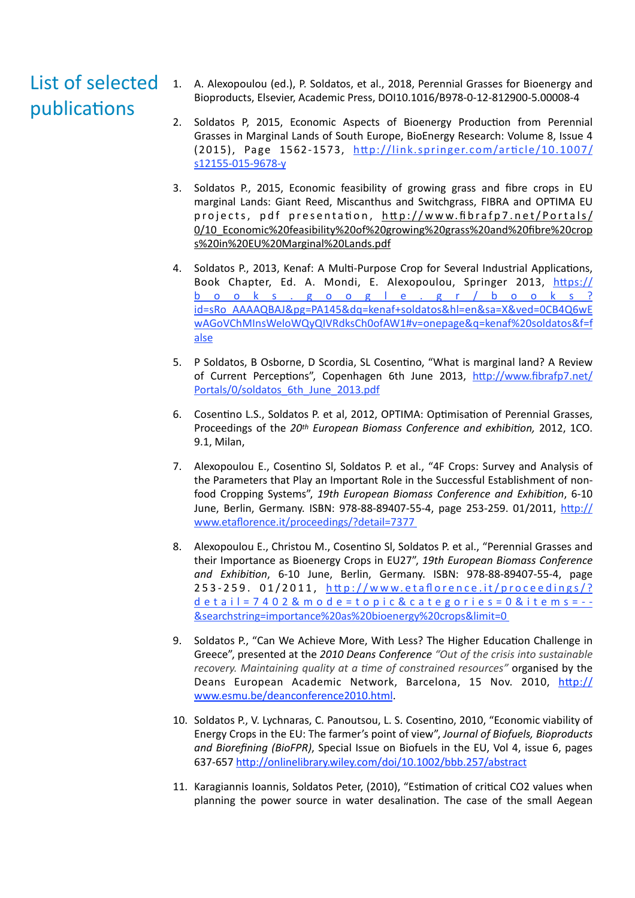# List of selected publications

1. A. Alexopoulou (ed.), P. Soldatos, et al., 2018, Perennial Grasses for Bioenergy and Bioproducts, Elsevier, Academic Press, DOI10.1016/B978-0-12-812900-5.00008-4

2. Soldatos P, 2015, Economic Aspects of Bioenergy Production from Perennial Grasses in Marginal Lands of South Europe, BioEnergy Research: Volume 8, Issue 4 (2015), Page 1562-1573, http://link.springer.com/article/10.1007/s12155-015-9678-y

3. Soldatos P., 2015, Economic feasibility of growing grass and fibre crops in EU marginal Lands: Giant Reed, Miscanthus and Switchgrass, FIBRA and OPTIMA EU projects, pdf presentation, http://www.fibrafp7.net/Portals/0/10_Economic%20feasibility%20of%20growing%20grass%20and%20fibre%20crops%20in%20EU%20Marginal%20Lands.pdf

4. Soldatos P., 2013, Kenaf: A Multi-Purpose Crop for Several Industrial Applications, Book Chapter, Ed. A. Mondi, E. Alexopoulou, Springer 2013, https://books.google.gr/books?id=sRo_AAAAQBAJ&pg=PA145&dq=kenaf+soldatos&hl=en&sa=X&ved=0CB4Q6wEwAGoVChMInsWeloWQyQIVRdksCh0ofAW1#v=onepage&q=kenaf%20soldatos&f=false

5. P Soldatos, B Osborne, D Scordia, SL Cosentino, "What is marginal land? A Review of Current Perceptions", Copenhagen 6th June 2013, http://www.fibrafp7.net/Portals/0/soldatos_6th_June_2013.pdf

6. Cosentino L.S., Soldatos P. et al, 2012, OPTIMA: Optimisation of Perennial Grasses, Proceedings of the *20th European Biomass Conference and exhibition,* 2012, 1CO. 9.1, Milan,

7. Alexopoulou E., Cosentino Sl, Soldatos P. et al., "4F Crops: Survey and Analysis of the Parameters that Play an Important Role in the Successful Establishment of non-food Cropping Systems", *19th European Biomass Conference and Exhibition*, 6-10 June, Berlin, Germany. ISBN: 978-88-89407-55-4, page 253-259. 01/2011, http://www.etaflorence.it/proceedings/?detail=7377

8. Alexopoulou E., Christou M., Cosentino Sl, Soldatos P. et al., "Perennial Grasses and their Importance as Bioenergy Crops in EU27", *19th European Biomass Conference and Exhibition*, 6-10 June, Berlin, Germany. ISBN: 978-88-89407-55-4, page 253-259. 01/2011, http://www.etaflorence.it/proceedings/?detail=7402&mode=topic&categories=0&items=--&searchstring=importance%20as%20bioenergy%20crops&limit=0

9. Soldatos P., "Can We Achieve More, With Less? The Higher Education Challenge in Greece", presented at the *2010 Deans Conference "Out of the crisis into sustainable recovery. Maintaining quality at a time of constrained resources"* organised by the Deans European Academic Network, Barcelona, 15 Nov. 2010, http://www.esmu.be/deanconference2010.html.

10. Soldatos P., V. Lychnaras, C. Panoutsou, L. S. Cosentino, 2010, "Economic viability of Energy Crops in the EU: The farmer's point of view", *Journal of Biofuels, Bioproducts and Biorefining (BioFPR)*, Special Issue on Biofuels in the EU, Vol 4, issue 6, pages 637-657 http://onlinelibrary.wiley.com/doi/10.1002/bbb.257/abstract

11. Karagiannis Ioannis, Soldatos Peter, (2010), "Estimation of critical CO2 values when planning the power source in water desalination. The case of the small Aegean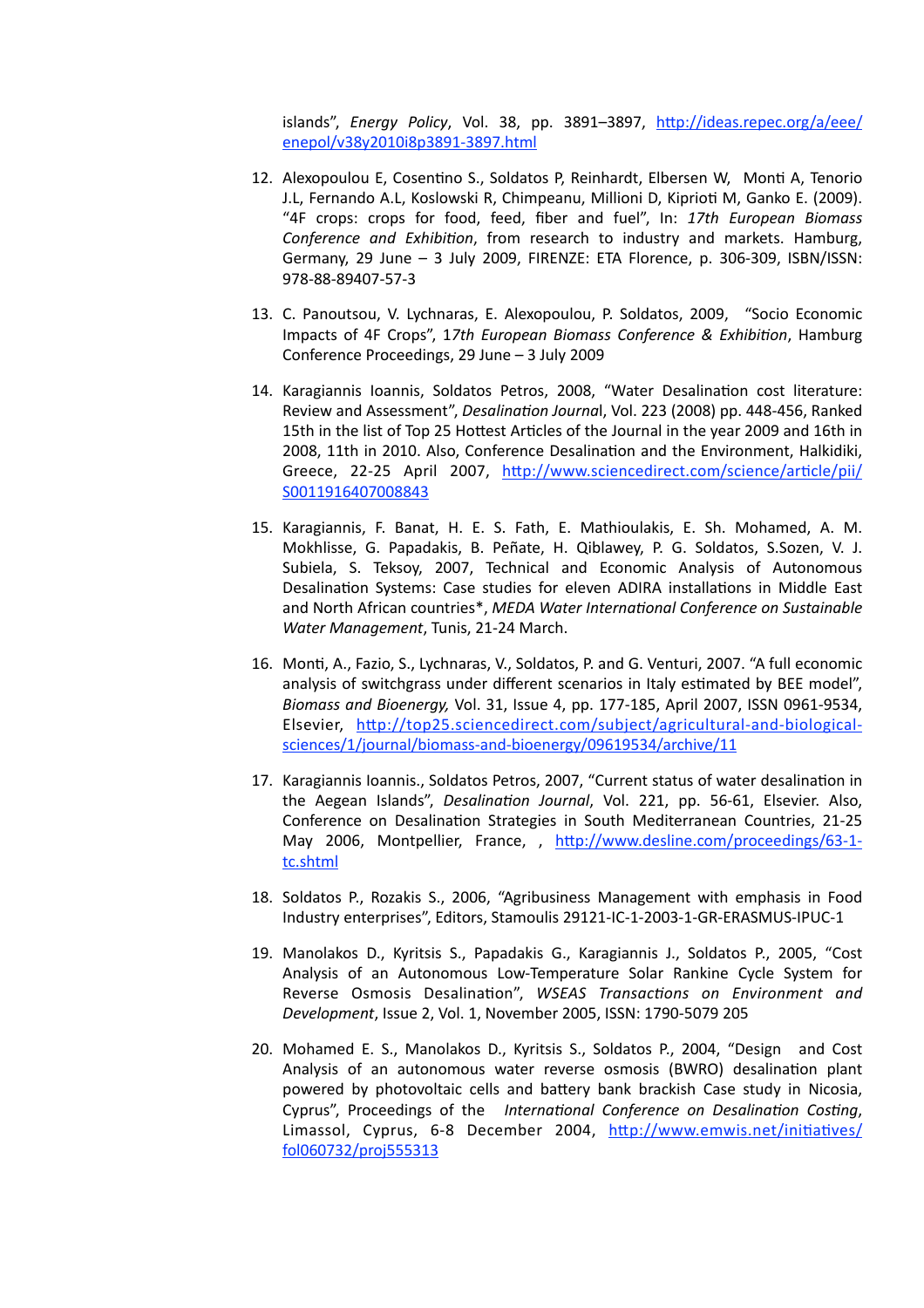islands", *Energy Policy*, Vol. 38, pp. 3891–3897, http://ideas.repec.org/a/eee/enepol/v38y2010i8p3891-3897.html

12. Alexopoulou E, Cosentino S., Soldatos P, Reinhardt, Elbersen W, Monti A, Tenorio J.L, Fernando A.L, Koslowski R, Chimpeanu, Millioni D, Kiprioti M, Ganko E. (2009). "4F crops: crops for food, feed, fiber and fuel", In: *17th European Biomass Conference and Exhibition*, from research to industry and markets. Hamburg, Germany, 29 June – 3 July 2009, FIRENZE: ETA Florence, p. 306-309, ISBN/ISSN: 978-88-89407-57-3

13. C. Panoutsou, V. Lychnaras, E. Alexopoulou, P. Soldatos, 2009, "Socio Economic Impacts of 4F Crops", 1*7th European Biomass Conference & Exhibition*, Hamburg Conference Proceedings, 29 June – 3 July 2009

14. Karagiannis Ioannis, Soldatos Petros, 2008, "Water Desalination cost literature: Review and Assessment", *Desalination Journa*l, Vol. 223 (2008) pp. 448-456, Ranked 15th in the list of Top 25 Hottest Articles of the Journal in the year 2009 and 16th in 2008, 11th in 2010. Also, Conference Desalination and the Environment, Halkidiki, Greece, 22-25 April 2007, http://www.sciencedirect.com/science/article/pii/S0011916407008843

15. Karagiannis, F. Banat, H. E. S. Fath, E. Mathioulakis, E. Sh. Mohamed, A. M. Mokhlisse, G. Papadakis, B. Peñate, H. Qiblawey, P. G. Soldatos, S.Sozen, V. J. Subiela, S. Teksoy, 2007, Technical and Economic Analysis of Autonomous Desalination Systems: Case studies for eleven ADIRA installations in Middle East and North African countries*, *MEDA Water International Conference on Sustainable Water Management*, Tunis, 21-24 March.

16. Monti, A., Fazio, S., Lychnaras, V., Soldatos, P. and G. Venturi, 2007. "A full economic analysis of switchgrass under different scenarios in Italy estimated by BEE model", *Biomass and Bioenergy,* Vol. 31, Issue 4, pp. 177-185, April 2007, ISSN 0961-9534, Elsevier, http://top25.sciencedirect.com/subject/agricultural-and-biological-sciences/1/journal/biomass-and-bioenergy/09619534/archive/11

17. Karagiannis Ioannis., Soldatos Petros, 2007, "Current status of water desalination in the Aegean Islands", *Desalination Journal*, Vol. 221, pp. 56-61, Elsevier. Also, Conference on Desalination Strategies in South Mediterranean Countries, 21-25 May 2006, Montpellier, France, , http://www.desline.com/proceedings/63-1-tc.shtml

18. Soldatos P., Rozakis S., 2006, "Agribusiness Management with emphasis in Food Industry enterprises", Editors, Stamoulis 29121-IC-1-2003-1-GR-ERASMUS-IPUC-1

19. Manolakos D., Kyritsis S., Papadakis G., Karagiannis J., Soldatos P., 2005, "Cost Analysis of an Autonomous Low-Temperature Solar Rankine Cycle System for Reverse Osmosis Desalination", *WSEAS Transactions on Environment and Development*, Issue 2, Vol. 1, November 2005, ISSN: 1790-5079 205

20. Mohamed E. S., Manolakos D., Kyritsis S., Soldatos P., 2004, "Design and Cost Analysis of an autonomous water reverse osmosis (BWRO) desalination plant powered by photovoltaic cells and battery bank brackish Case study in Nicosia, Cyprus", Proceedings of the *International Conference on Desalination Costing*, Limassol, Cyprus, 6-8 December 2004, http://www.emwis.net/initiatives/fol060732/proj555313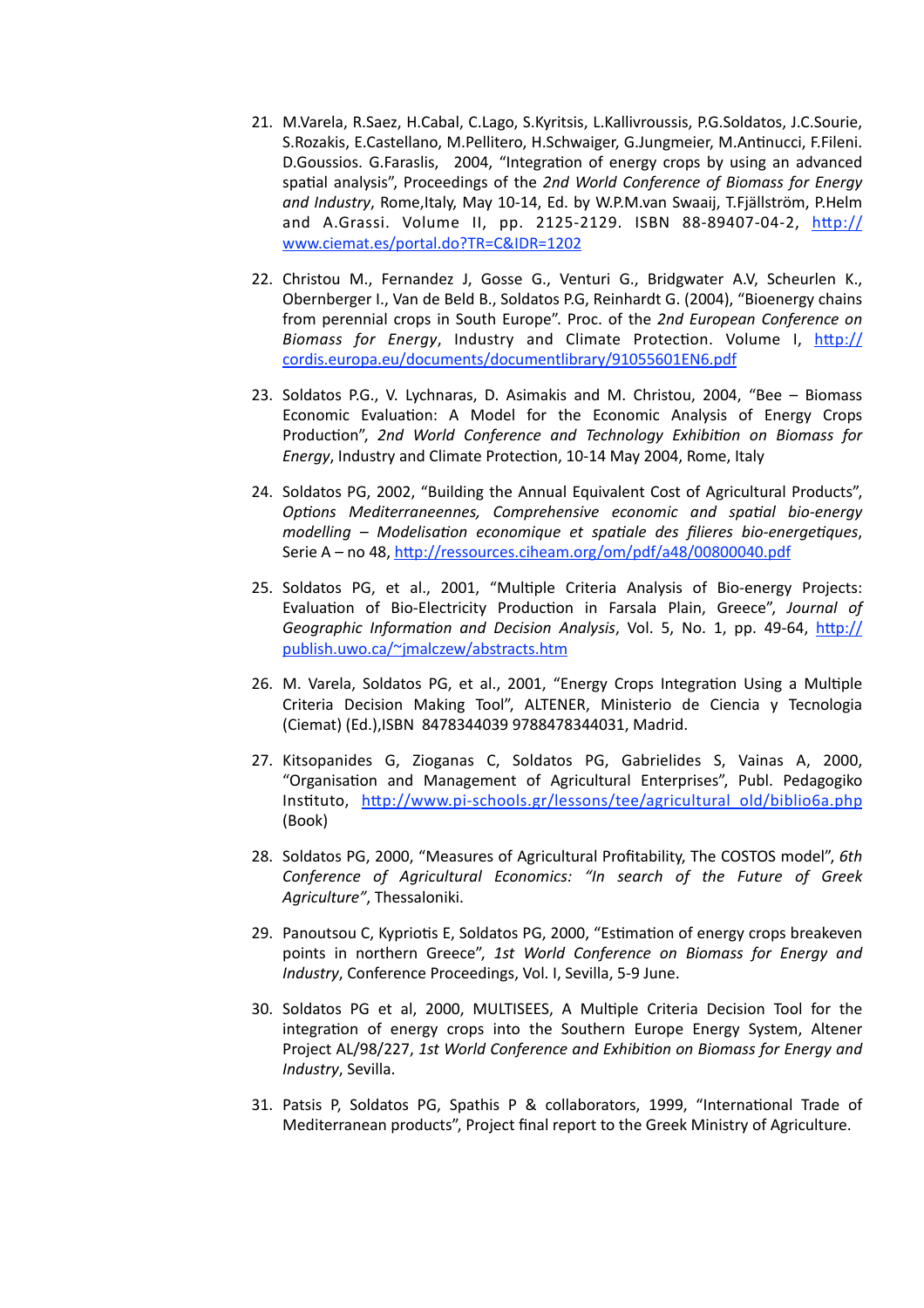21. M.Varela, R.Saez, H.Cabal, C.Lago, S.Kyritsis, L.Kallivroussis, P.G.Soldatos, J.C.Sourie, S.Rozakis, E.Castellano, M.Pellitero, H.Schwaiger, G.Jungmeier, M.Antinucci, F.Fileni. D.Goussios. G.Faraslis, 2004, "Integration of energy crops by using an advanced spatial analysis", Proceedings of the *2nd World Conference of Biomass for Energy and Industry*, Rome,Italy, May 10-14, Ed. by W.P.M.van Swaaij, T.Fjällström, P.Helm and A.Grassi. Volume II, pp. 2125-2129. ISBN 88-89407-04-2, http://www.ciemat.es/portal.do?TR=C&IDR=1202

22. Christou M., Fernandez J, Gosse G., Venturi G., Bridgwater A.V, Scheurlen K., Obernberger I., Van de Beld B., Soldatos P.G, Reinhardt G. (2004), "Bioenergy chains from perennial crops in South Europe". Proc. of the *2nd European Conference on Biomass for Energy*, Industry and Climate Protection. Volume I, http://cordis.europa.eu/documents/documentlibrary/91055601EN6.pdf

23. Soldatos P.G., V. Lychnaras, D. Asimakis and M. Christou, 2004, "Bee – Biomass Economic Evaluation: A Model for the Economic Analysis of Energy Crops Production", *2nd World Conference and Technology Exhibition on Biomass for Energy*, Industry and Climate Protection, 10-14 May 2004, Rome, Italy

24. Soldatos PG, 2002, "Building the Annual Equivalent Cost of Agricultural Products", *Options Mediterraneennes, Comprehensive economic and spatial bio-energy modelling – Modelisation economique et spatiale des filieres bio-energetiques*, Serie A – no 48, http://ressources.ciheam.org/om/pdf/a48/00800040.pdf

25. Soldatos PG, et al., 2001, "Multiple Criteria Analysis of Bio-energy Projects: Evaluation of Bio-Electricity Production in Farsala Plain, Greece", *Journal of Geographic Information and Decision Analysis*, Vol. 5, No. 1, pp. 49-64, http://publish.uwo.ca/~jmalczew/abstracts.htm

26. M. Varela, Soldatos PG, et al., 2001, "Energy Crops Integration Using a Multiple Criteria Decision Making Tool", ALTENER, Ministerio de Ciencia y Tecnologia (Ciemat) (Ed.),ISBN 8478344039 9788478344031, Madrid.

27. Kitsopanides G, Zioganas C, Soldatos PG, Gabrielides S, Vainas A, 2000, "Organisation and Management of Agricultural Enterprises", Publ. Pedagogiko Instituto, http://www.pi-schools.gr/lessons/tee/agricultural_old/biblio6a.php (Book)

28. Soldatos PG, 2000, "Measures of Agricultural Profitability, The COSTOS model", *6th Conference of Agricultural Economics: "In search of the Future of Greek Agriculture"*, Thessaloniki.

29. Panoutsou C, Kypriotis E, Soldatos PG, 2000, "Estimation of energy crops breakeven points in northern Greece", *1st World Conference on Biomass for Energy and Industry*, Conference Proceedings, Vol. I, Sevilla, 5-9 June.

30. Soldatos PG et al, 2000, MULTISEES, A Multiple Criteria Decision Tool for the integration of energy crops into the Southern Europe Energy System, Altener Project AL/98/227, *1st World Conference and Exhibition on Biomass for Energy and Industry*, Sevilla.

31. Patsis P, Soldatos PG, Spathis P & collaborators, 1999, "International Trade of Mediterranean products", Project final report to the Greek Ministry of Agriculture.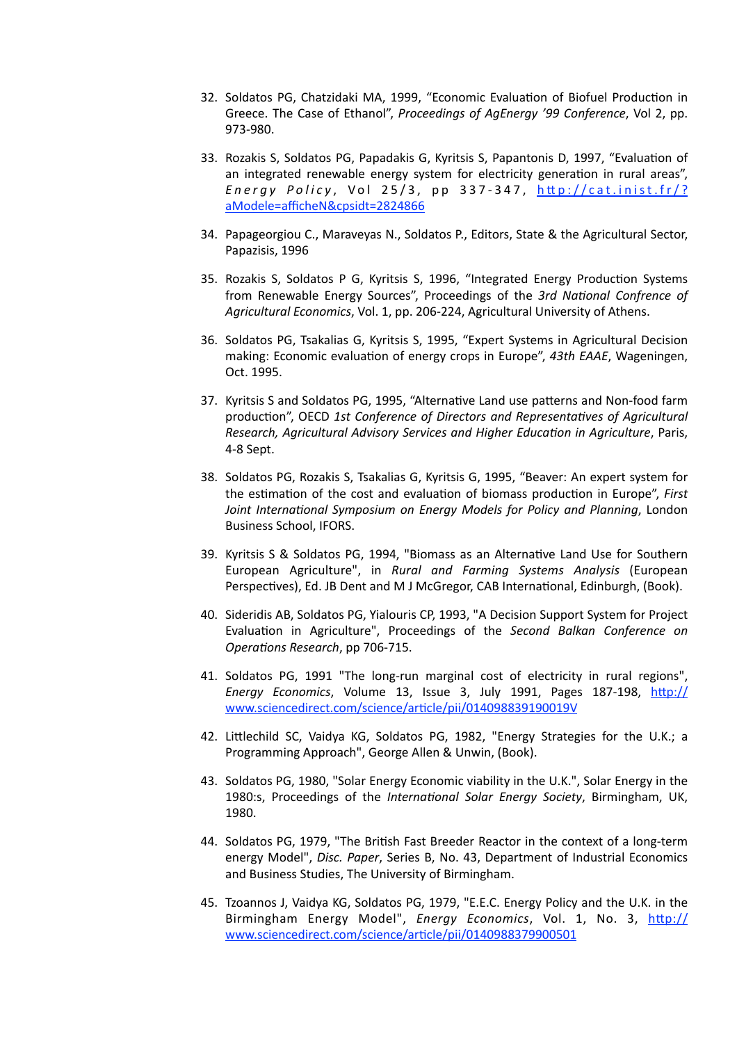32. Soldatos PG, Chatzidaki MA, 1999, "Economic Evaluation of Biofuel Production in Greece. The Case of Ethanol", *Proceedings of AgEnergy '99 Conference*, Vol 2, pp. 973-980.

33. Rozakis S, Soldatos PG, Papadakis G, Kyritsis S, Papantonis D, 1997, "Evaluation of an integrated renewable energy system for electricity generation in rural areas", *Energy Policy*, Vol 25/3, pp 337-347, [http://cat.inist.fr/?aModele=afficheN&cpsidt=2824866](http://cat.inist.fr/?aModele=afficheN&cpsidt=2824866)

34. Papageorgiou C., Maraveyas N., Soldatos P., Editors, State & the Agricultural Sector, Papazisis, 1996

35. Rozakis S, Soldatos P G, Kyritsis S, 1996, "Integrated Energy Production Systems from Renewable Energy Sources", Proceedings of the *3rd National Confrence of Agricultural Economics*, Vol. 1, pp. 206-224, Agricultural University of Athens.

36. Soldatos PG, Tsakalias G, Kyritsis S, 1995, "Expert Systems in Agricultural Decision making: Economic evaluation of energy crops in Europe", *43th EAAE*, Wageningen, Oct. 1995.

37. Kyritsis S and Soldatos PG, 1995, "Alternative Land use patterns and Non-food farm production", OECD *1st Conference of Directors and Representatives of Agricultural Research, Agricultural Advisory Services and Higher Education in Agriculture*, Paris, 4-8 Sept.

38. Soldatos PG, Rozakis S, Tsakalias G, Kyritsis G, 1995, "Beaver: An expert system for the estimation of the cost and evaluation of biomass production in Europe", *First Joint International Symposium on Energy Models for Policy and Planning*, London Business School, IFORS.

39. Kyritsis S & Soldatos PG, 1994, "Biomass as an Alternative Land Use for Southern European Agriculture", in *Rural and Farming Systems Analysis* (European Perspectives), Ed. JB Dent and M J McGregor, CAB International, Edinburgh, (Book).

40. Sideridis AB, Soldatos PG, Yialouris CP, 1993, "A Decision Support System for Project Evaluation in Agriculture", Proceedings of the *Second Balkan Conference on Operations Research*, pp 706-715.

41. Soldatos PG, 1991 "The long-run marginal cost of electricity in rural regions", *Energy Economics*, Volume 13, Issue 3, July 1991, Pages 187-198, [http://www.sciencedirect.com/science/article/pii/014098839190019V](http://www.sciencedirect.com/science/article/pii/014098839190019V)

42. Littlechild SC, Vaidya KG, Soldatos PG, 1982, "Energy Strategies for the U.K.; a Programming Approach", George Allen & Unwin, (Book).

43. Soldatos PG, 1980, "Solar Energy Economic viability in the U.K.", Solar Energy in the 1980:s, Proceedings of the *International Solar Energy Society*, Birmingham, UK, 1980.

44. Soldatos PG, 1979, "The British Fast Breeder Reactor in the context of a long-term energy Model", *Disc. Paper*, Series B, No. 43, Department of Industrial Economics and Business Studies, The University of Birmingham.

45. Tzoannos J, Vaidya KG, Soldatos PG, 1979, "E.E.C. Energy Policy and the U.K. in the Birmingham Energy Model", *Energy Economics*, Vol. 1, No. 3, [http://www.sciencedirect.com/science/article/pii/0140988379900501](http://www.sciencedirect.com/science/article/pii/0140988379900501)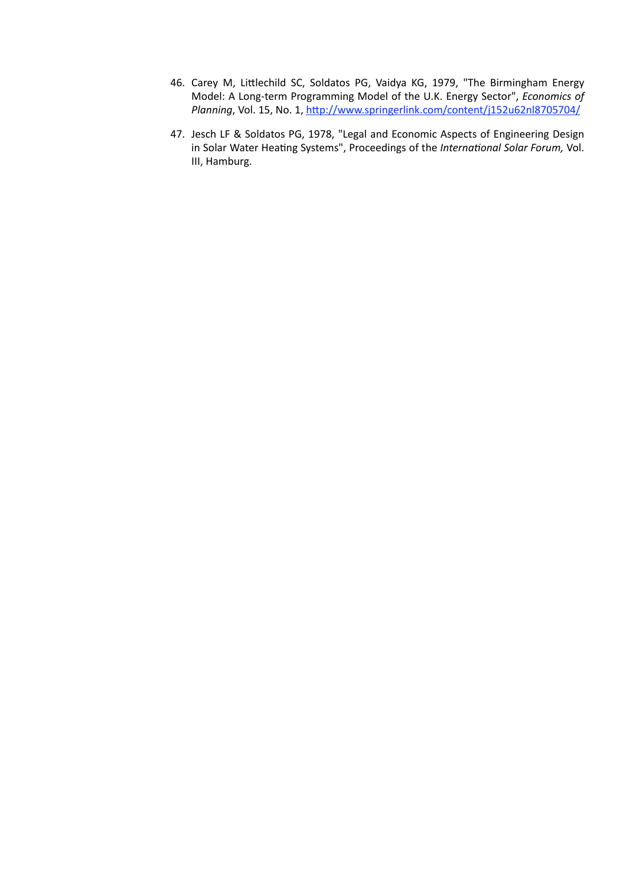46. Carey M, Littlechild SC, Soldatos PG, Vaidya KG, 1979, "The Birmingham Energy Model: A Long-term Programming Model of the U.K. Energy Sector", *Economics of Planning*, Vol. 15, No. 1, http://www.springerlink.com/content/j152u62nl8705704/

47. Jesch LF & Soldatos PG, 1978, "Legal and Economic Aspects of Engineering Design in Solar Water Heating Systems", Proceedings of the *International Solar Forum,* Vol. III, Hamburg.